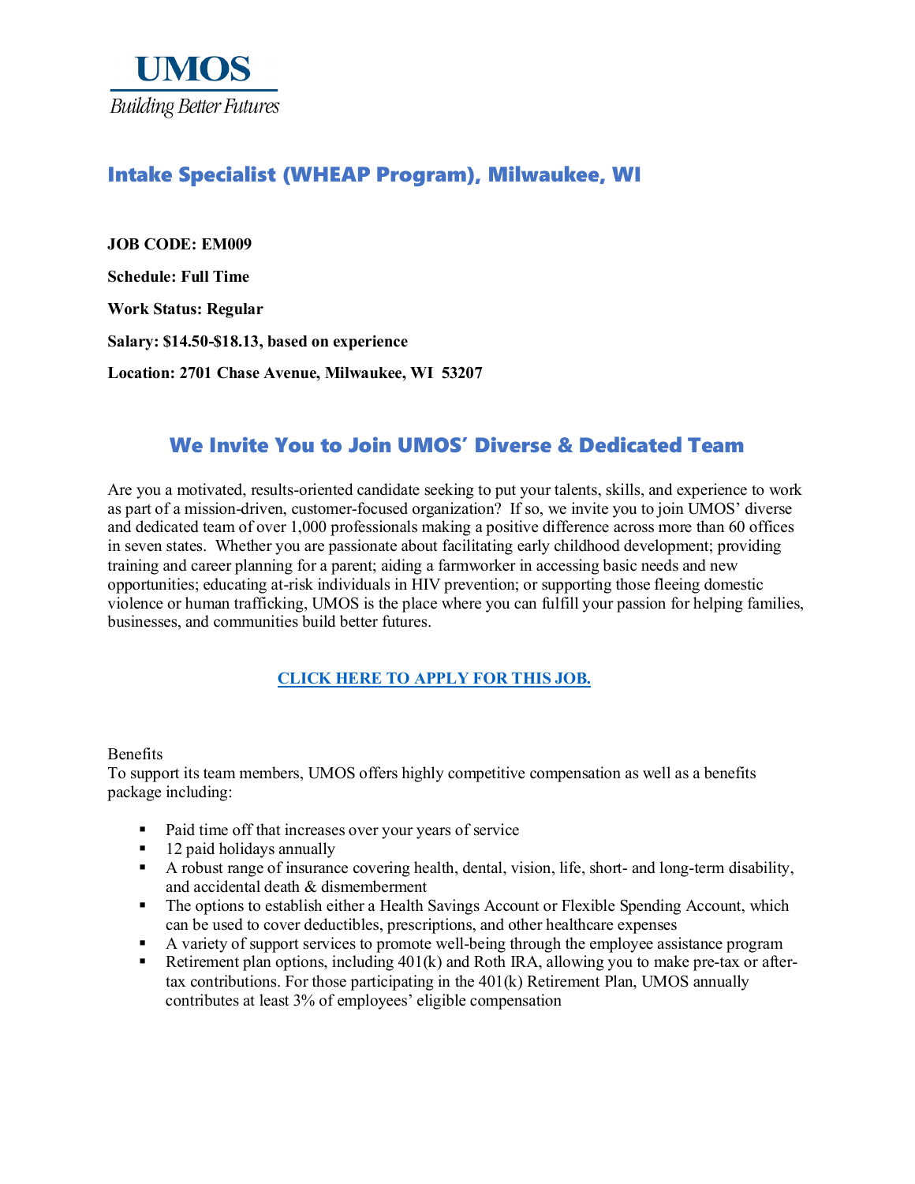# UMOS

*Building Better Futures*

## Intake Specialist (WHEAP Program), Milwaukee, WI

**JOB CODE: EM009**

**Schedule: Full Time**

**Work Status: Regular**

**Salary: $14.50-$18.13, based on experience**

**Location: 2701 Chase Avenue, Milwaukee, WI 53207**

## We Invite You to Join UMOS' Diverse & Dedicated Team

Are you a motivated, results-oriented candidate seeking to put your talents, skills, and experience to work as part of a mission-driven, customer-focused organization? If so, we invite you to join UMOS' diverse and dedicated team of over 1,000 professionals making a positive difference across more than 60 offices in seven states. Whether you are passionate about facilitating early childhood development; providing training and career planning for a parent; aiding a farmworker in accessing basic needs and new opportunities; educating at-risk individuals in HIV prevention; or supporting those fleeing domestic violence or human trafficking, UMOS is the place where you can fulfill your passion for helping families, businesses, and communities build better futures.

**CLICK HERE TO APPLY FOR THIS JOB.**

Benefits

To support its team members, UMOS offers highly competitive compensation as well as a benefits package including:

- Paid time off that increases over your years of service
- 12 paid holidays annually
- A robust range of insurance covering health, dental, vision, life, short- and long-term disability, and accidental death & dismemberment
- The options to establish either a Health Savings Account or Flexible Spending Account, which can be used to cover deductibles, prescriptions, and other healthcare expenses
- A variety of support services to promote well-being through the employee assistance program
- Retirement plan options, including 401(k) and Roth IRA, allowing you to make pre-tax or after-tax contributions. For those participating in the 401(k) Retirement Plan, UMOS annually contributes at least 3% of employees' eligible compensation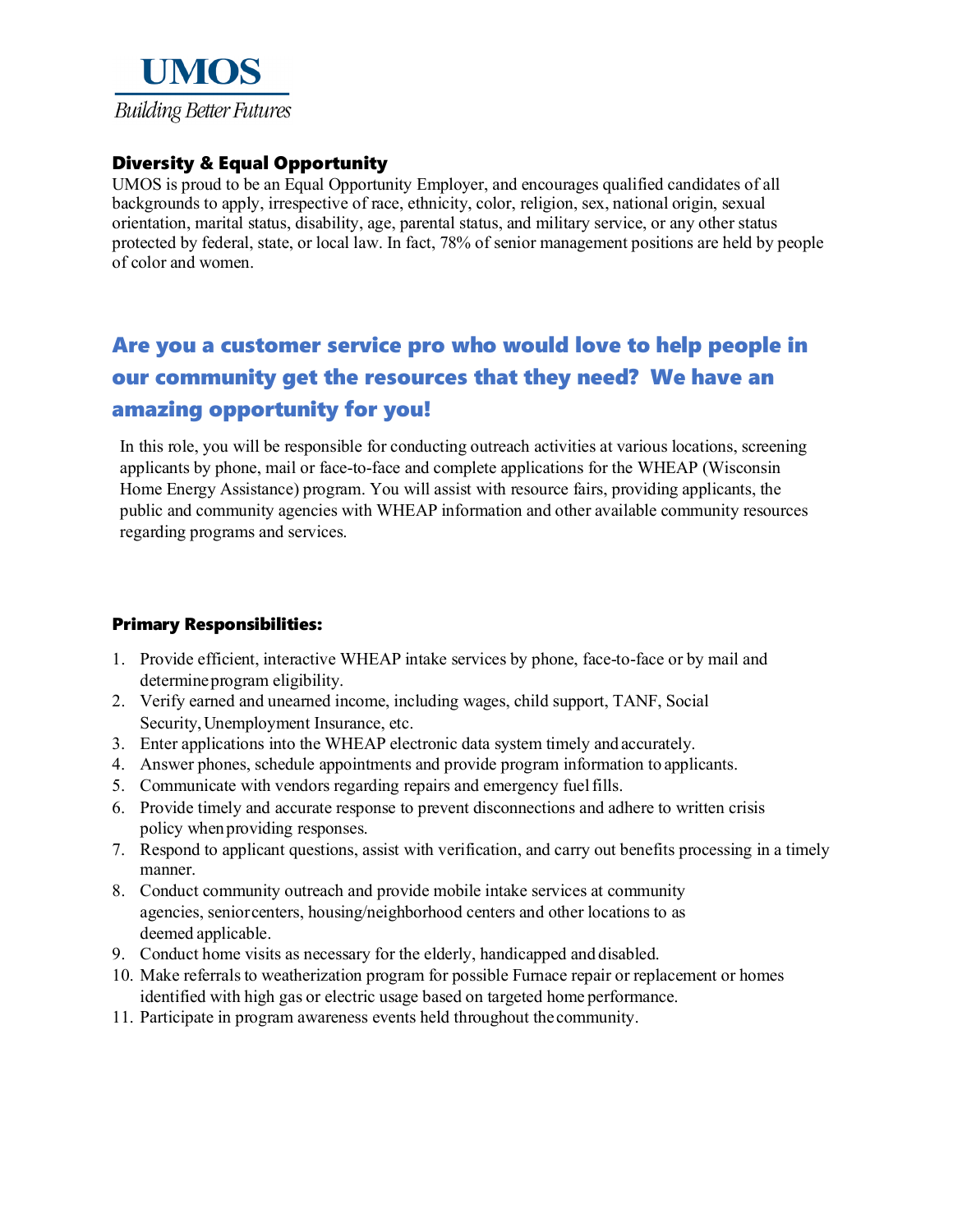# UMOS

*Building Better Futures*

## Diversity & Equal Opportunity

UMOS is proud to be an Equal Opportunity Employer, and encourages qualified candidates of all backgrounds to apply, irrespective of race, ethnicity, color, religion, sex, national origin, sexual orientation, marital status, disability, age, parental status, and military service, or any other status protected by federal, state, or local law. In fact, 78% of senior management positions are held by people of color and women.

## Are you a customer service pro who would love to help people in our community get the resources that they need? We have an amazing opportunity for you!

In this role, you will be responsible for conducting outreach activities at various locations, screening applicants by phone, mail or face-to-face and complete applications for the WHEAP (Wisconsin Home Energy Assistance) program. You will assist with resource fairs, providing applicants, the public and community agencies with WHEAP information and other available community resources regarding programs and services.

## Primary Responsibilities:

1. Provide efficient, interactive WHEAP intake services by phone, face-to-face or by mail and determine program eligibility.
2. Verify earned and unearned income, including wages, child support, TANF, Social Security, Unemployment Insurance, etc.
3. Enter applications into the WHEAP electronic data system timely and accurately.
4. Answer phones, schedule appointments and provide program information to applicants.
5. Communicate with vendors regarding repairs and emergency fuel fills.
6. Provide timely and accurate response to prevent disconnections and adhere to written crisis policy when providing responses.
7. Respond to applicant questions, assist with verification, and carry out benefits processing in a timely manner.
8. Conduct community outreach and provide mobile intake services at community agencies, senior centers, housing/neighborhood centers and other locations to as deemed applicable.
9. Conduct home visits as necessary for the elderly, handicapped and disabled.
10. Make referrals to weatherization program for possible Furnace repair or replacement or homes identified with high gas or electric usage based on targeted home performance.
11. Participate in program awareness events held throughout the community.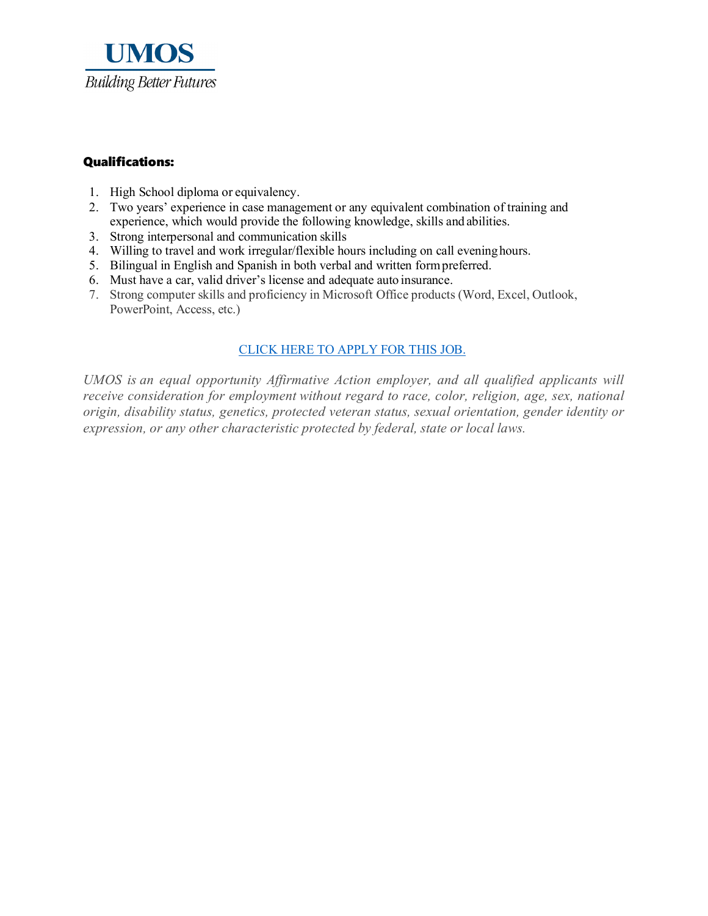**UMOS**

*Building Better Futures*

**Qualifications:**

1. High School diploma or equivalency.
2. Two years' experience in case management or any equivalent combination of training and experience, which would provide the following knowledge, skills and abilities.
3. Strong interpersonal and communication skills
4. Willing to travel and work irregular/flexible hours including on call evening hours.
5. Bilingual in English and Spanish in both verbal and written form preferred.
6. Must have a car, valid driver's license and adequate auto insurance.
7. Strong computer skills and proficiency in Microsoft Office products (Word, Excel, Outlook, PowerPoint, Access, etc.)

CLICK HERE TO APPLY FOR THIS JOB.

*UMOS is an equal opportunity Affirmative Action employer, and all qualified applicants will receive consideration for employment without regard to race, color, religion, age, sex, national origin, disability status, genetics, protected veteran status, sexual orientation, gender identity or expression, or any other characteristic protected by federal, state or local laws.*